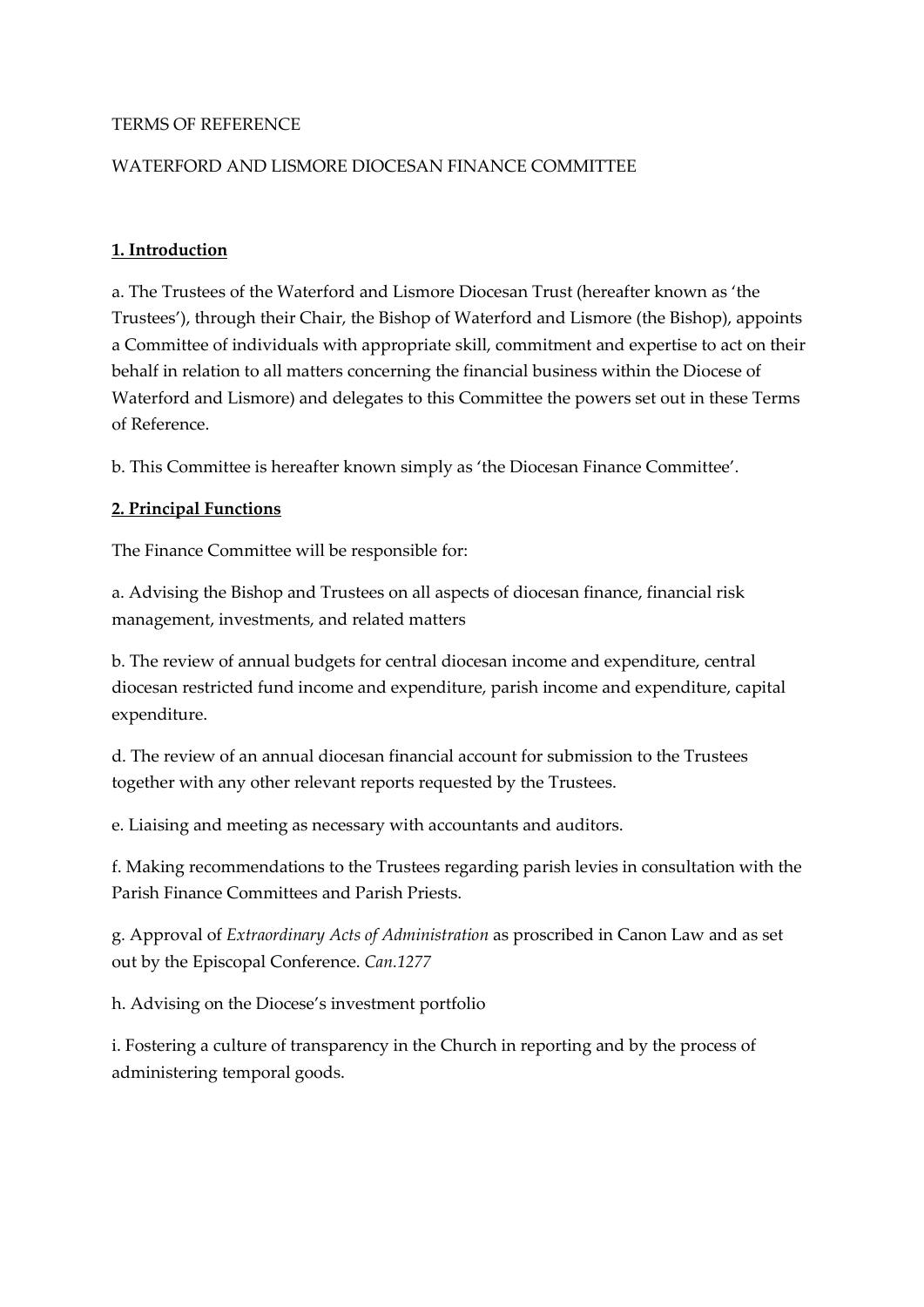TERMS OF REFERENCE

WATERFORD AND LISMORE DIOCESAN FINANCE COMMITTEE

**1. Introduction**

a. The Trustees of the Waterford and Lismore Diocesan Trust (hereafter known as 'the Trustees'), through their Chair, the Bishop of Waterford and Lismore (the Bishop), appoints a Committee of individuals with appropriate skill, commitment and expertise to act on their behalf in relation to all matters concerning the financial business within the Diocese of Waterford and Lismore) and delegates to this Committee the powers set out in these Terms of Reference.

b. This Committee is hereafter known simply as 'the Diocesan Finance Committee'.

**2. Principal Functions**

The Finance Committee will be responsible for:

a. Advising the Bishop and Trustees on all aspects of diocesan finance, financial risk management, investments, and related matters

b. The review of annual budgets for central diocesan income and expenditure, central diocesan restricted fund income and expenditure, parish income and expenditure, capital expenditure.

d. The review of an annual diocesan financial account for submission to the Trustees together with any other relevant reports requested by the Trustees.

e. Liaising and meeting as necessary with accountants and auditors.

f. Making recommendations to the Trustees regarding parish levies in consultation with the Parish Finance Committees and Parish Priests.

g. Approval of *Extraordinary Acts of Administration* as proscribed in Canon Law and as set out by the Episcopal Conference. *Can.1277*

h. Advising on the Diocese's investment portfolio

i. Fostering a culture of transparency in the Church in reporting and by the process of administering temporal goods.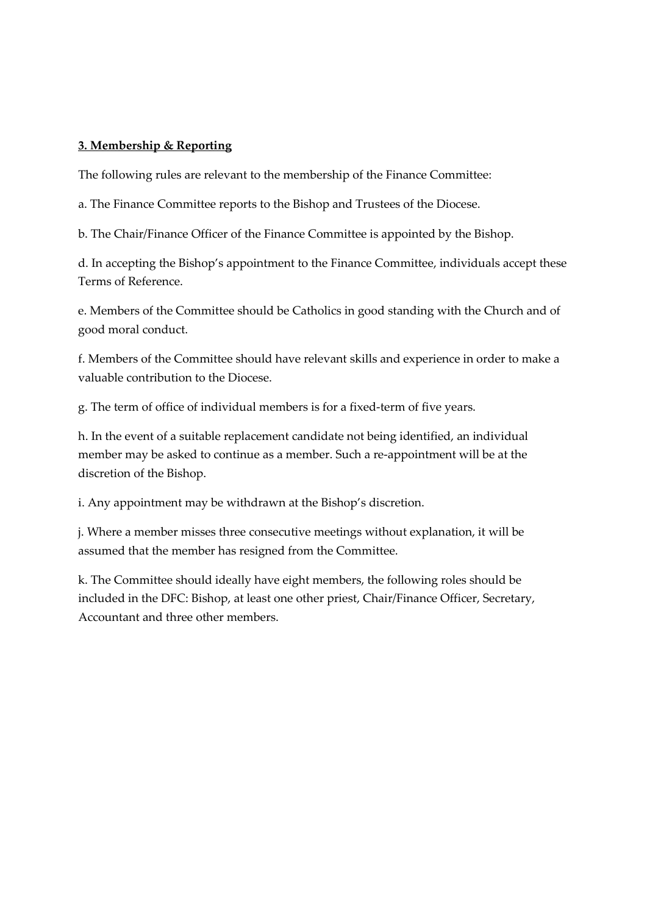**3. Membership & Reporting**

The following rules are relevant to the membership of the Finance Committee:

a. The Finance Committee reports to the Bishop and Trustees of the Diocese.

b. The Chair/Finance Officer of the Finance Committee is appointed by the Bishop.

d. In accepting the Bishop's appointment to the Finance Committee, individuals accept these Terms of Reference.

e. Members of the Committee should be Catholics in good standing with the Church and of good moral conduct.

f. Members of the Committee should have relevant skills and experience in order to make a valuable contribution to the Diocese.

g. The term of office of individual members is for a fixed-term of five years.

h. In the event of a suitable replacement candidate not being identified, an individual member may be asked to continue as a member. Such a re-appointment will be at the discretion of the Bishop.

i. Any appointment may be withdrawn at the Bishop's discretion.

j. Where a member misses three consecutive meetings without explanation, it will be assumed that the member has resigned from the Committee.

k. The Committee should ideally have eight members, the following roles should be included in the DFC: Bishop, at least one other priest, Chair/Finance Officer, Secretary, Accountant and three other members.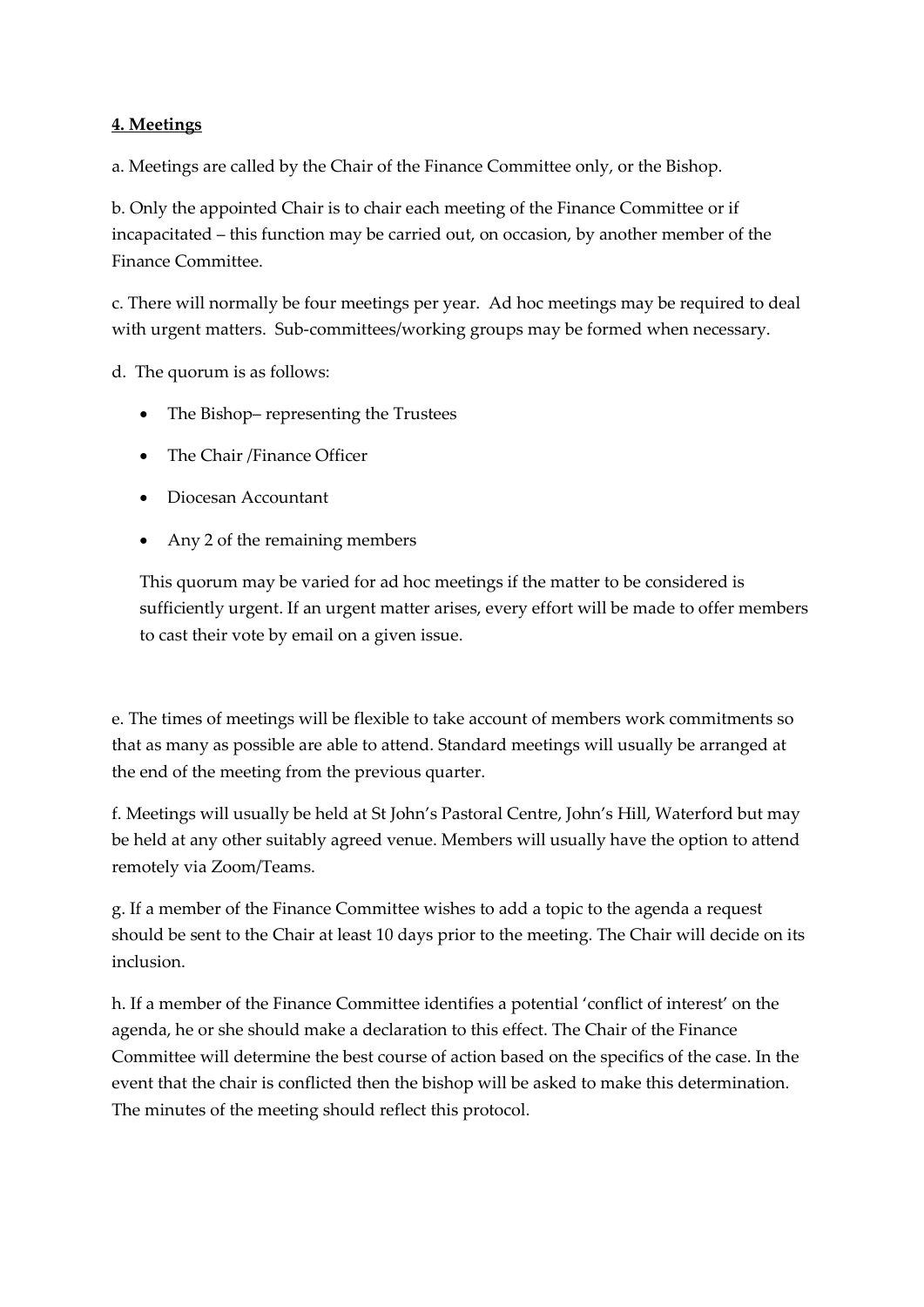**4. Meetings**

a. Meetings are called by the Chair of the Finance Committee only, or the Bishop.

b. Only the appointed Chair is to chair each meeting of the Finance Committee or if incapacitated – this function may be carried out, on occasion, by another member of the Finance Committee.

c. There will normally be four meetings per year. Ad hoc meetings may be required to deal with urgent matters. Sub-committees/working groups may be formed when necessary.

d. The quorum is as follows:

- The Bishop– representing the Trustees
- The Chair /Finance Officer
- Diocesan Accountant
- Any 2 of the remaining members

This quorum may be varied for ad hoc meetings if the matter to be considered is sufficiently urgent. If an urgent matter arises, every effort will be made to offer members to cast their vote by email on a given issue.

e. The times of meetings will be flexible to take account of members work commitments so that as many as possible are able to attend. Standard meetings will usually be arranged at the end of the meeting from the previous quarter.

f. Meetings will usually be held at St John's Pastoral Centre, John's Hill, Waterford but may be held at any other suitably agreed venue. Members will usually have the option to attend remotely via Zoom/Teams.

g. If a member of the Finance Committee wishes to add a topic to the agenda a request should be sent to the Chair at least 10 days prior to the meeting. The Chair will decide on its inclusion.

h. If a member of the Finance Committee identifies a potential 'conflict of interest' on the agenda, he or she should make a declaration to this effect. The Chair of the Finance Committee will determine the best course of action based on the specifics of the case. In the event that the chair is conflicted then the bishop will be asked to make this determination. The minutes of the meeting should reflect this protocol.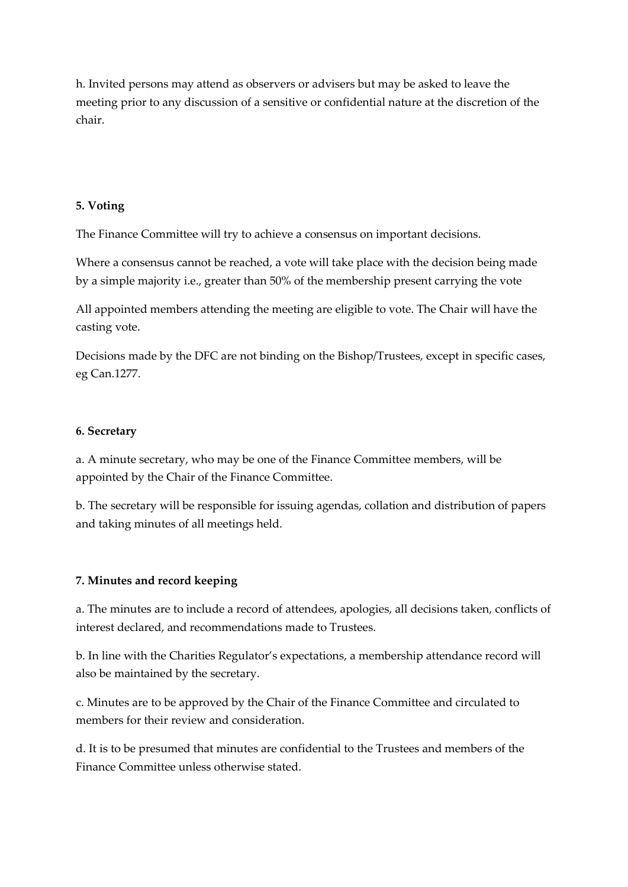h. Invited persons may attend as observers or advisers but may be asked to leave the meeting prior to any discussion of a sensitive or confidential nature at the discretion of the chair.

**5. Voting**

The Finance Committee will try to achieve a consensus on important decisions.

Where a consensus cannot be reached, a vote will take place with the decision being made by a simple majority i.e., greater than 50% of the membership present carrying the vote

All appointed members attending the meeting are eligible to vote. The Chair will have the casting vote.

Decisions made by the DFC are not binding on the Bishop/Trustees, except in specific cases, eg Can.1277.

**6. Secretary**

a. A minute secretary, who may be one of the Finance Committee members, will be appointed by the Chair of the Finance Committee.

b. The secretary will be responsible for issuing agendas, collation and distribution of papers and taking minutes of all meetings held.

**7. Minutes and record keeping**

a. The minutes are to include a record of attendees, apologies, all decisions taken, conflicts of interest declared, and recommendations made to Trustees.

b. In line with the Charities Regulator's expectations, a membership attendance record will also be maintained by the secretary.

c. Minutes are to be approved by the Chair of the Finance Committee and circulated to members for their review and consideration.

d. It is to be presumed that minutes are confidential to the Trustees and members of the Finance Committee unless otherwise stated.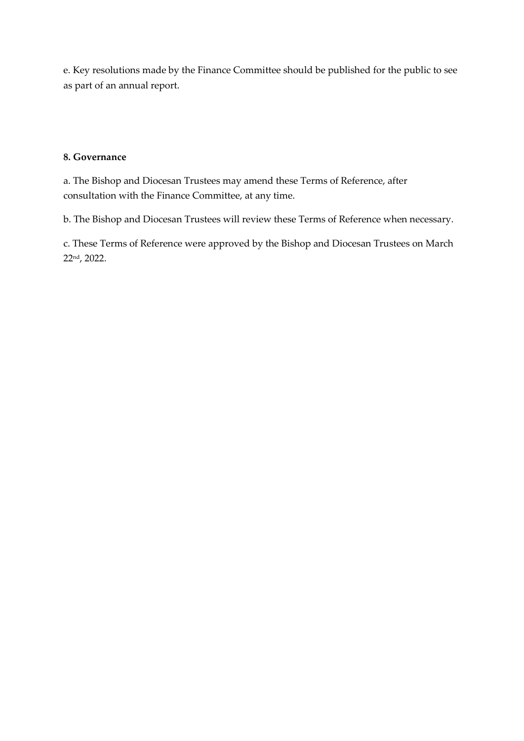e. Key resolutions made by the Finance Committee should be published for the public to see as part of an annual report.

**8. Governance**

a. The Bishop and Diocesan Trustees may amend these Terms of Reference, after consultation with the Finance Committee, at any time.

b. The Bishop and Diocesan Trustees will review these Terms of Reference when necessary.

c. These Terms of Reference were approved by the Bishop and Diocesan Trustees on March 22nd, 2022.